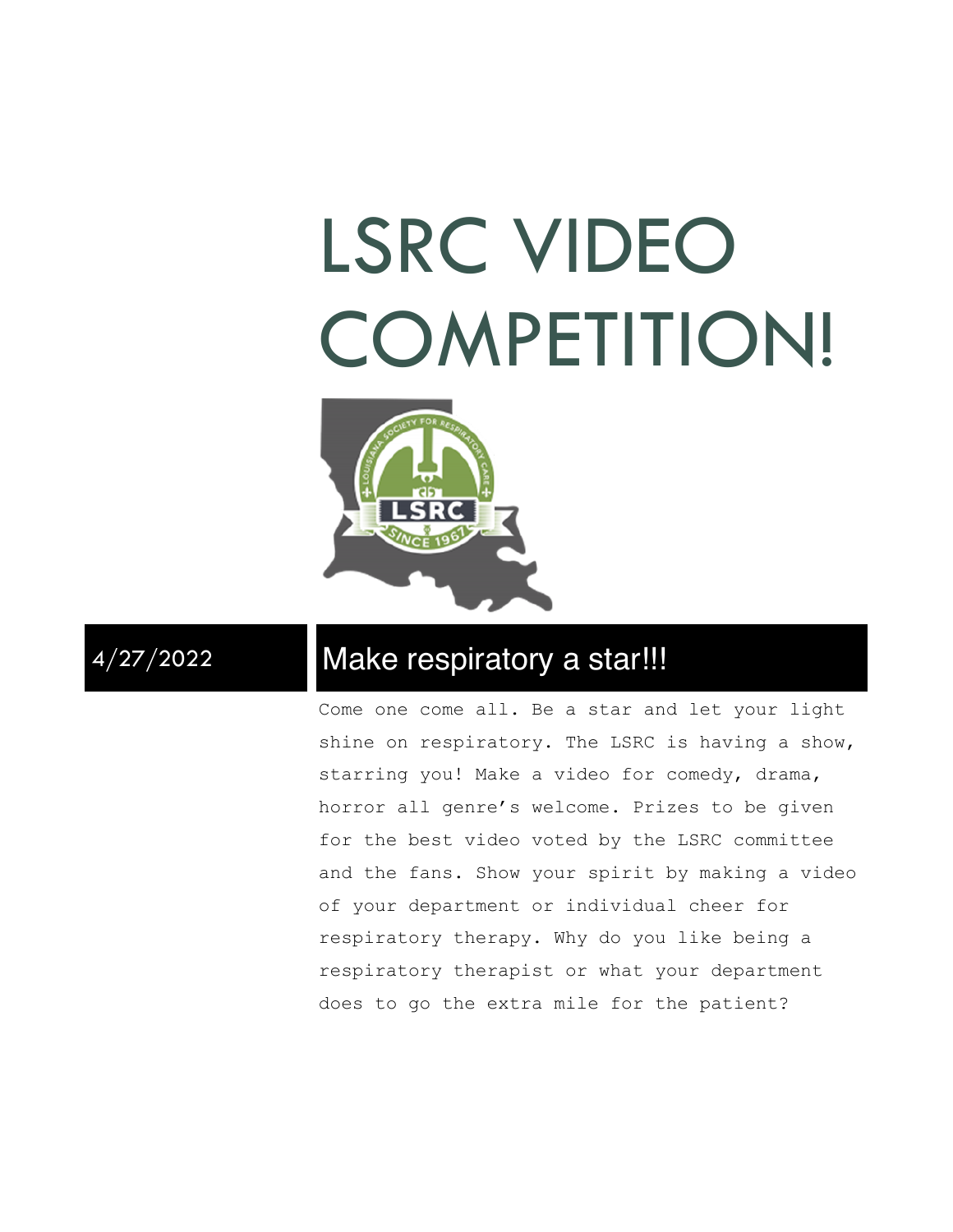# LSRC VIDEO COMPETITION!

4/27/2022

## Make respiratory a star!!!

Come one come all. Be a star and let your light shine on respiratory. The LSRC is having a show, starring you! Make a video for comedy, drama, horror all genre's welcome. Prizes to be given for the best video voted by the LSRC committee and the fans. Show your spirit by making a video of your department or individual cheer for respiratory therapy. Why do you like being a respiratory therapist or what your department does to go the extra mile for the patient?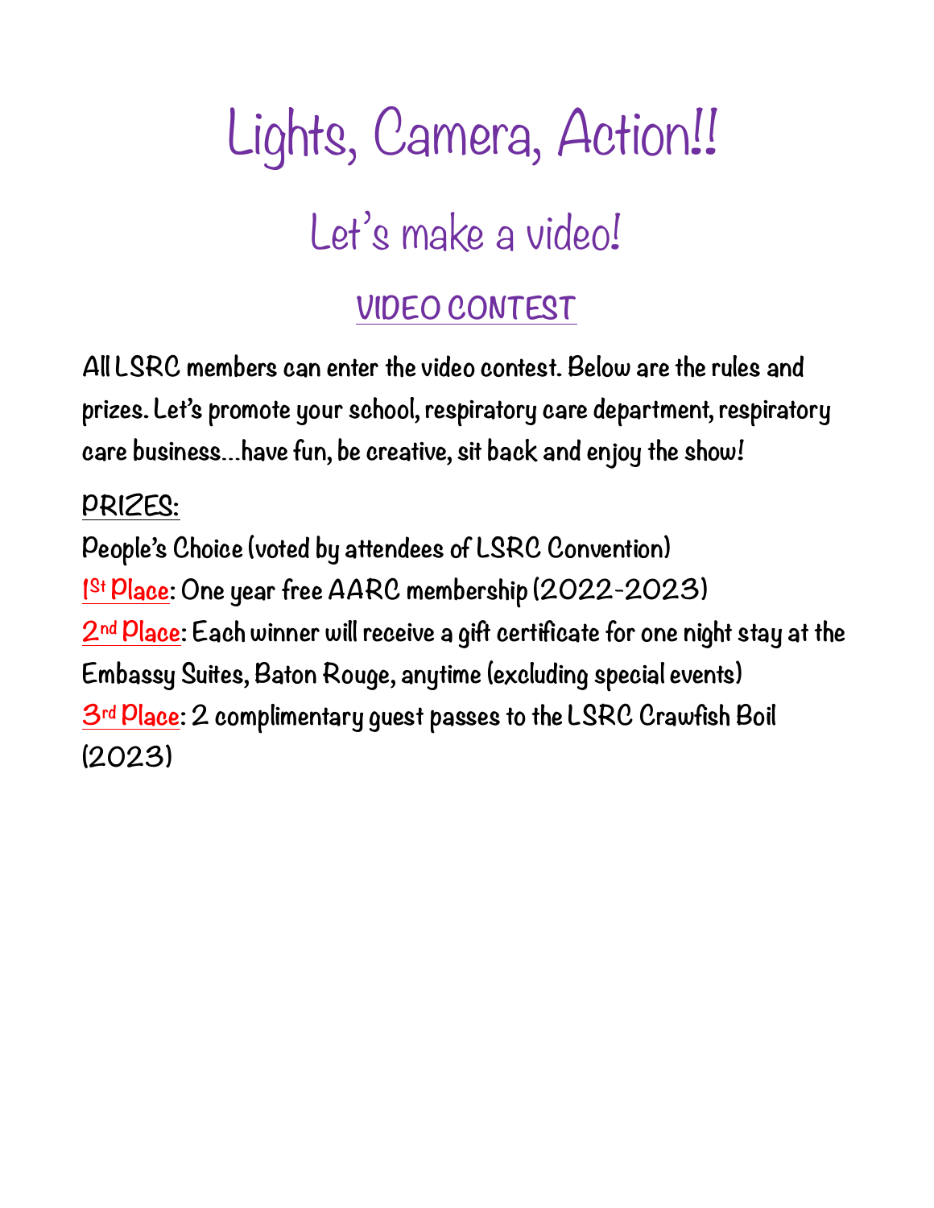# Lights, Camera, Action!!

## Let's make a video!

### VIDEO CONTEST

**All LSRC members can enter the video contest. Below are the rules and prizes. Let's promote your school, respiratory care department, respiratory care business…have fun, be creative, sit back and enjoy the show!**

**PRIZES:**

**People's Choice (voted by attendees of LSRC Convention)**

**1St Place: One year free AARC membership (2022-2023)**

**2nd Place: Each winner will receive a gift certificate for one night stay at the Embassy Suites, Baton Rouge, anytime (excluding special events)**

**3rd Place: 2 complimentary guest passes to the LSRC Crawfish Boil (2023)**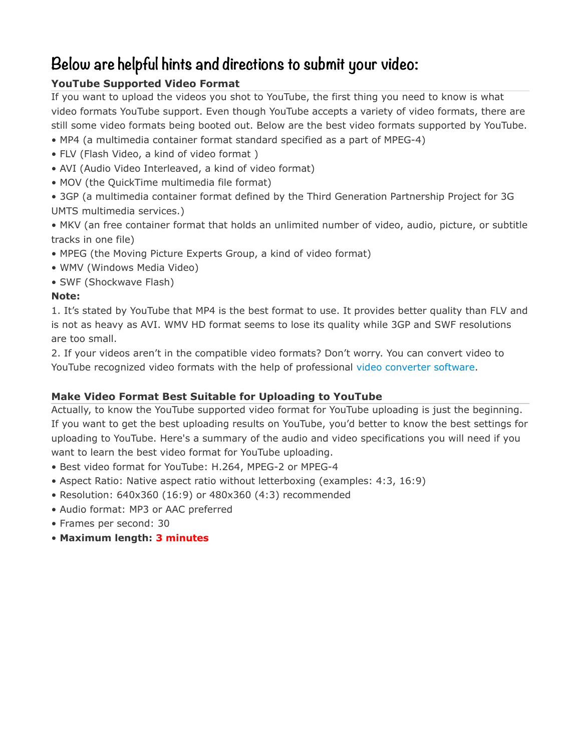# Below are helpful hints and directions to submit your video:

### YouTube Supported Video Format

If you want to upload the videos you shot to YouTube, the first thing you need to know is what video formats YouTube support. Even though YouTube accepts a variety of video formats, there are still some video formats being booted out. Below are the best video formats supported by YouTube.

- MP4 (a multimedia container format standard specified as a part of MPEG-4)
- FLV (Flash Video, a kind of video format )
- AVI (Audio Video Interleaved, a kind of video format)
- MOV (the QuickTime multimedia file format)
- 3GP (a multimedia container format defined by the Third Generation Partnership Project for 3G UMTS multimedia services.)
- MKV (an free container format that holds an unlimited number of video, audio, picture, or subtitle tracks in one file)
- MPEG (the Moving Picture Experts Group, a kind of video format)
- WMV (Windows Media Video)
- SWF (Shockwave Flash)

**Note:**

1. It's stated by YouTube that MP4 is the best format to use. It provides better quality than FLV and is not as heavy as AVI. WMV HD format seems to lose its quality while 3GP and SWF resolutions are too small.
2. If your videos aren't in the compatible video formats? Don't worry. You can convert video to YouTube recognized video formats with the help of professional video converter software.

### Make Video Format Best Suitable for Uploading to YouTube

Actually, to know the YouTube supported video format for YouTube uploading is just the beginning. If you want to get the best uploading results on YouTube, you'd better to know the best settings for uploading to YouTube. Here's a summary of the audio and video specifications you will need if you want to learn the best video format for YouTube uploading.

- Best video format for YouTube: H.264, MPEG-2 or MPEG-4
- Aspect Ratio: Native aspect ratio without letterboxing (examples: 4:3, 16:9)
- Resolution: 640x360 (16:9) or 480x360 (4:3) recommended
- Audio format: MP3 or AAC preferred
- Frames per second: 30
- **Maximum length: 3 minutes**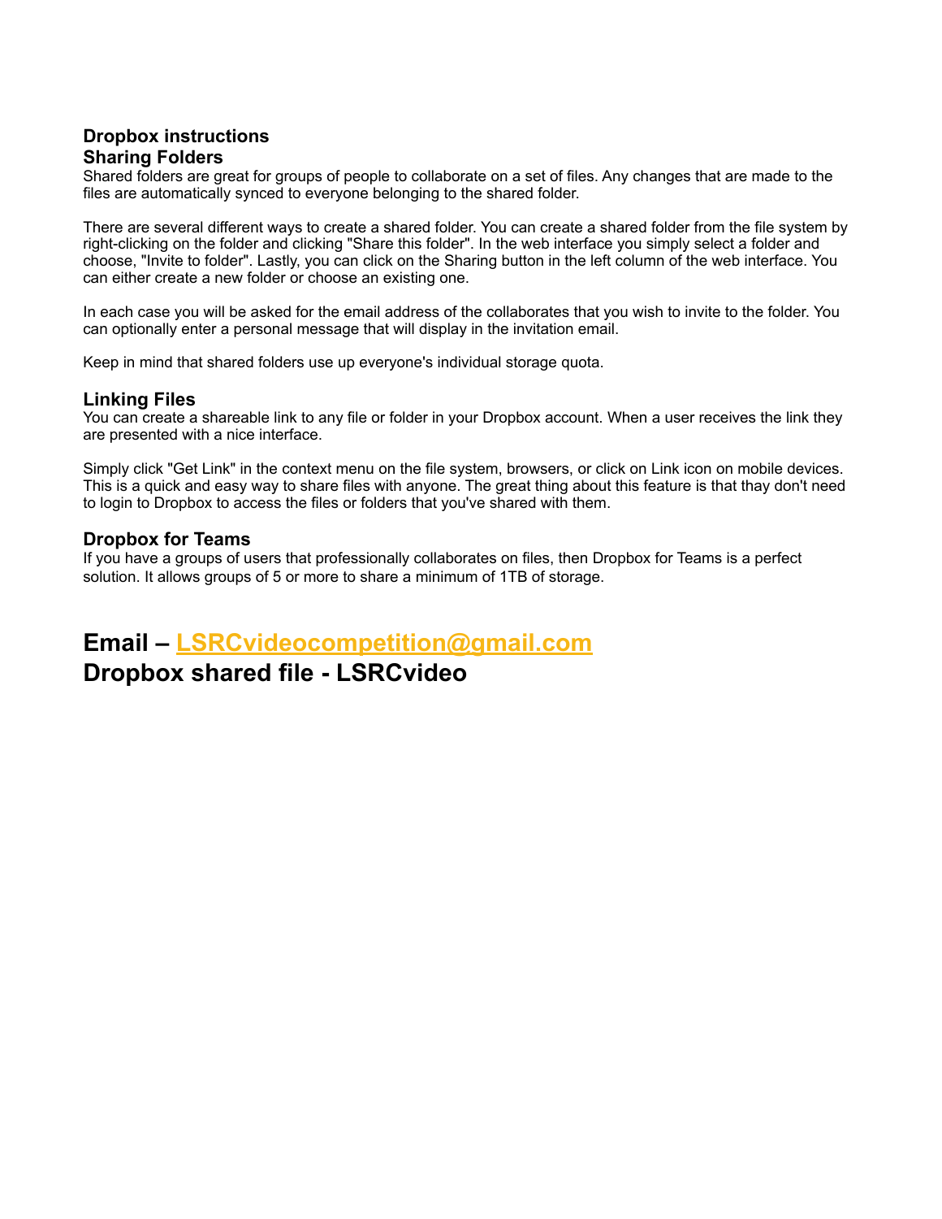## Dropbox instructions

### Sharing Folders

Shared folders are great for groups of people to collaborate on a set of files. Any changes that are made to the files are automatically synced to everyone belonging to the shared folder.

There are several different ways to create a shared folder. You can create a shared folder from the file system by right-clicking on the folder and clicking "Share this folder". In the web interface you simply select a folder and choose, "Invite to folder". Lastly, you can click on the Sharing button in the left column of the web interface. You can either create a new folder or choose an existing one.

In each case you will be asked for the email address of the collaborates that you wish to invite to the folder. You can optionally enter a personal message that will display in the invitation email.

Keep in mind that shared folders use up everyone's individual storage quota.

### Linking Files

You can create a shareable link to any file or folder in your Dropbox account. When a user receives the link they are presented with a nice interface.

Simply click "Get Link" in the context menu on the file system, browsers, or click on Link icon on mobile devices. This is a quick and easy way to share files with anyone. The great thing about this feature is that thay don't need to login to Dropbox to access the files or folders that you've shared with them.

### Dropbox for Teams

If you have a groups of users that professionally collaborates on files, then Dropbox for Teams is a perfect solution. It allows groups of 5 or more to share a minimum of 1TB of storage.

## Email – LSRCvideocompetition@gmail.com

## Dropbox shared file - LSRCvideo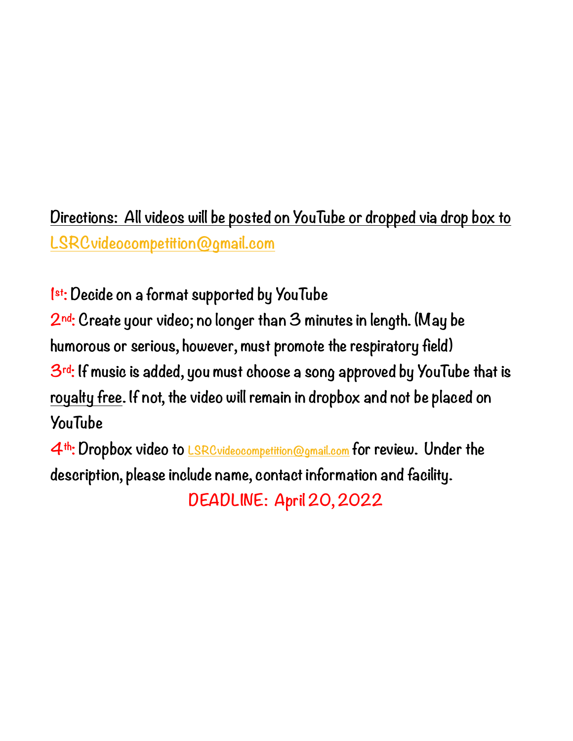Directions: All videos will be posted on YouTube or dropped via drop box to LSRCvideocompetition@gmail.com

1st: Decide on a format supported by YouTube

2nd: Create your video; no longer than 3 minutes in length. (May be humorous or serious, however, must promote the respiratory field)

3rd: If music is added, you must choose a song approved by YouTube that is royalty free. If not, the video will remain in dropbox and not be placed on YouTube

4th: Dropbox video to LSRCvideocompetition@gmail.com for review. Under the description, please include name, contact information and facility.

**DEADLINE: April 20, 2022**